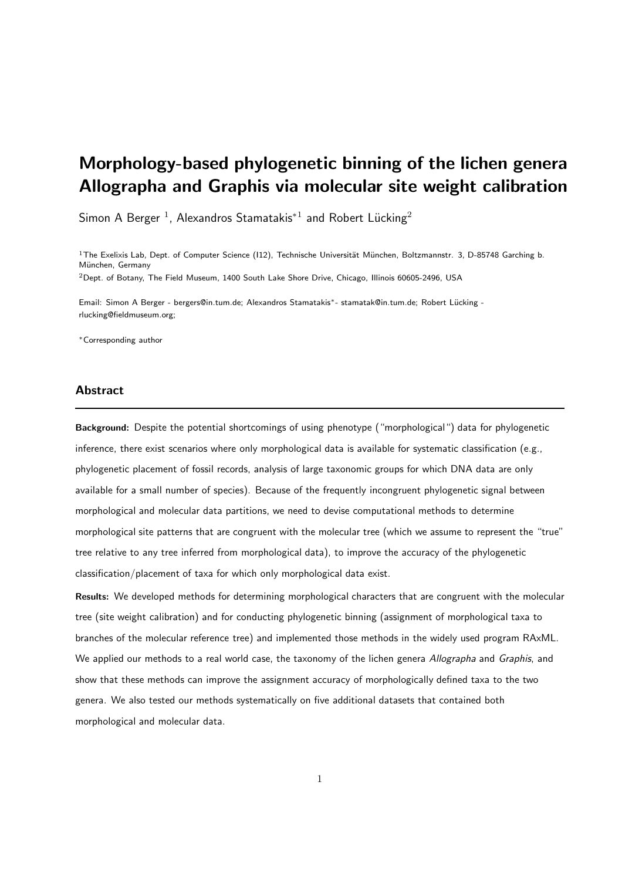# Morphology-based phylogenetic binning of the lichen genera Allographa and Graphis via molecular site weight calibration

Simon A Berger [1], Alexandros Stamatakis*[1] and Robert Lücking[2]

[1]The Exelixis Lab, Dept. of Computer Science (I12), Technische Universität München, Boltzmannstr. 3, D-85748 Garching b. München, Germany

[2]Dept. of Botany, The Field Museum, 1400 South Lake Shore Drive, Chicago, Illinois 60605-2496, USA

Email: Simon A Berger - bergers@in.tum.de; Alexandros Stamatakis*- stamatak@in.tum.de; Robert Lücking - rlucking@fieldmuseum.org;

*Corresponding author

## Abstract

**Background:** Despite the potential shortcomings of using phenotype ("morphological") data for phylogenetic inference, there exist scenarios where only morphological data is available for systematic classification (e.g., phylogenetic placement of fossil records, analysis of large taxonomic groups for which DNA data are only available for a small number of species). Because of the frequently incongruent phylogenetic signal between morphological and molecular data partitions, we need to devise computational methods to determine morphological site patterns that are congruent with the molecular tree (which we assume to represent the "true" tree relative to any tree inferred from morphological data), to improve the accuracy of the phylogenetic classification/placement of taxa for which only morphological data exist.

**Results:** We developed methods for determining morphological characters that are congruent with the molecular tree (site weight calibration) and for conducting phylogenetic binning (assignment of morphological taxa to branches of the molecular reference tree) and implemented those methods in the widely used program RAxML. We applied our methods to a real world case, the taxonomy of the lichen genera *Allographa* and *Graphis*, and show that these methods can improve the assignment accuracy of morphologically defined taxa to the two genera. We also tested our methods systematically on five additional datasets that contained both morphological and molecular data.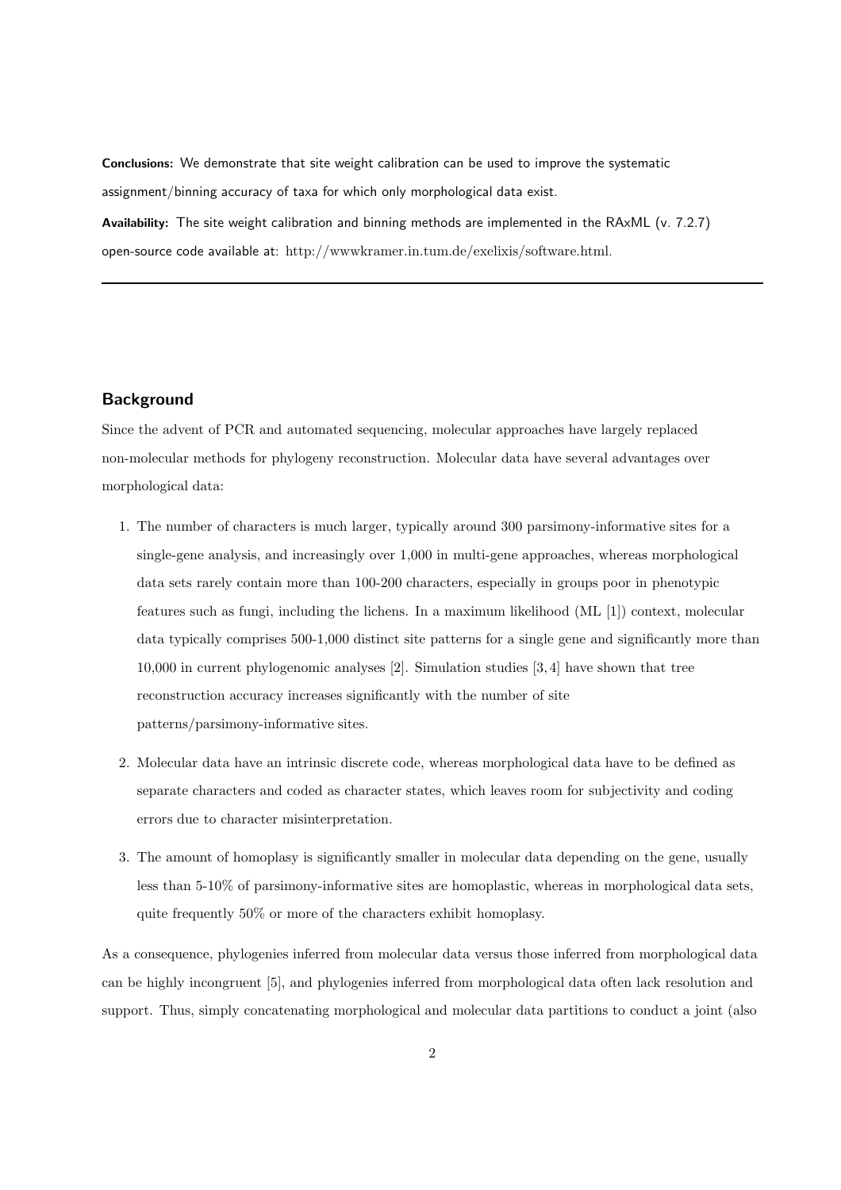**Conclusions:** We demonstrate that site weight calibration can be used to improve the systematic assignment/binning accuracy of taxa for which only morphological data exist.

**Availability:** The site weight calibration and binning methods are implemented in the RAxML (v. 7.2.7) open-source code available at: http://wwwkramer.in.tum.de/exelixis/software.html.

---

## Background

Since the advent of PCR and automated sequencing, molecular approaches have largely replaced non-molecular methods for phylogeny reconstruction. Molecular data have several advantages over morphological data:

1. The number of characters is much larger, typically around 300 parsimony-informative sites for a single-gene analysis, and increasingly over 1,000 in multi-gene approaches, whereas morphological data sets rarely contain more than 100-200 characters, especially in groups poor in phenotypic features such as fungi, including the lichens. In a maximum likelihood (ML [1]) context, molecular data typically comprises 500-1,000 distinct site patterns for a single gene and significantly more than 10,000 in current phylogenomic analyses [2]. Simulation studies [3, 4] have shown that tree reconstruction accuracy increases significantly with the number of site patterns/parsimony-informative sites.

2. Molecular data have an intrinsic discrete code, whereas morphological data have to be defined as separate characters and coded as character states, which leaves room for subjectivity and coding errors due to character misinterpretation.

3. The amount of homoplasy is significantly smaller in molecular data depending on the gene, usually less than 5-10% of parsimony-informative sites are homoplastic, whereas in morphological data sets, quite frequently 50% or more of the characters exhibit homoplasy.

As a consequence, phylogenies inferred from molecular data versus those inferred from morphological data can be highly incongruent [5], and phylogenies inferred from morphological data often lack resolution and support. Thus, simply concatenating morphological and molecular data partitions to conduct a joint (also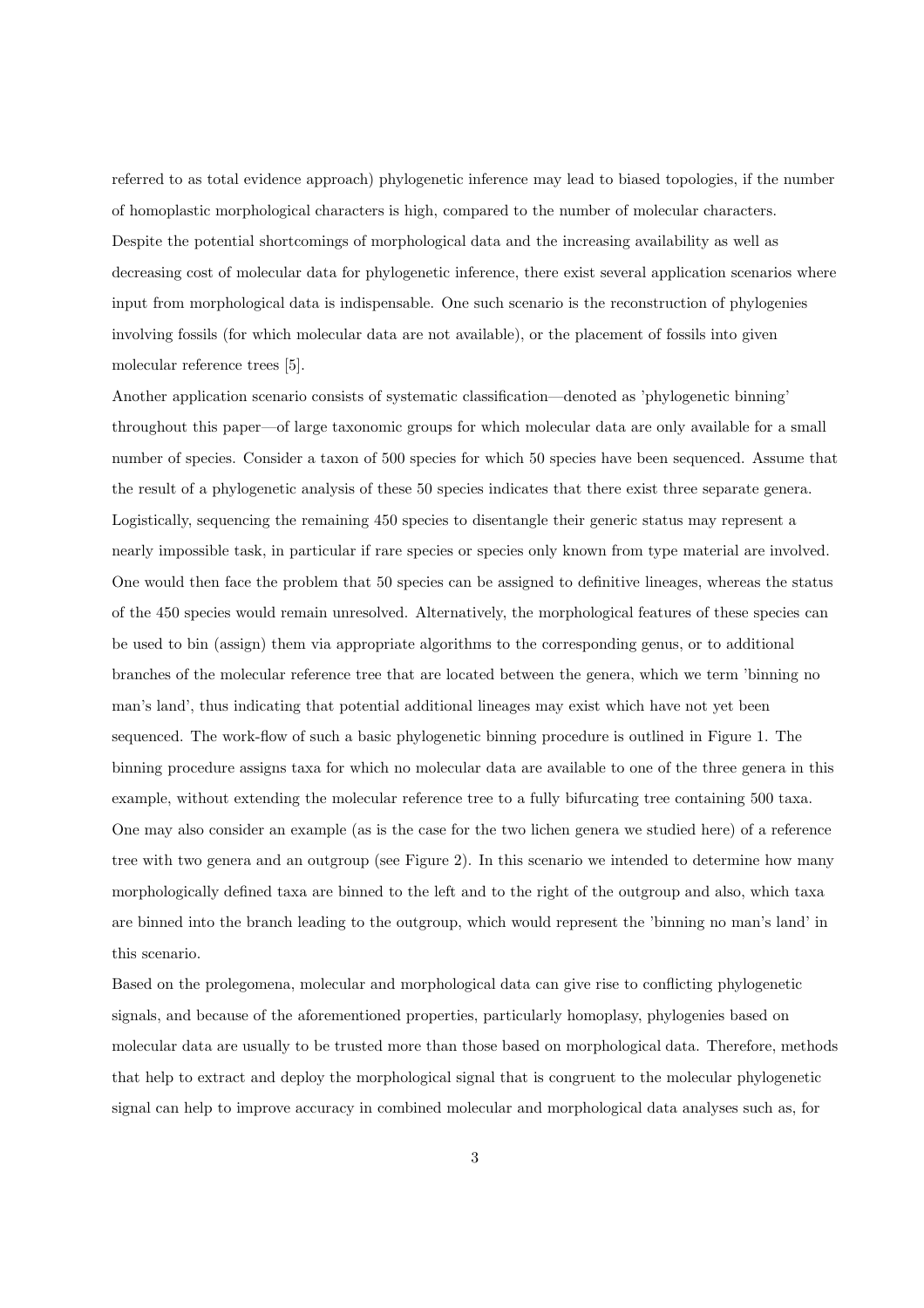referred to as total evidence approach) phylogenetic inference may lead to biased topologies, if the number of homoplastic morphological characters is high, compared to the number of molecular characters. Despite the potential shortcomings of morphological data and the increasing availability as well as decreasing cost of molecular data for phylogenetic inference, there exist several application scenarios where input from morphological data is indispensable. One such scenario is the reconstruction of phylogenies involving fossils (for which molecular data are not available), or the placement of fossils into given molecular reference trees [5].

Another application scenario consists of systematic classification—denoted as 'phylogenetic binning' throughout this paper—of large taxonomic groups for which molecular data are only available for a small number of species. Consider a taxon of 500 species for which 50 species have been sequenced. Assume that the result of a phylogenetic analysis of these 50 species indicates that there exist three separate genera. Logistically, sequencing the remaining 450 species to disentangle their generic status may represent a nearly impossible task, in particular if rare species or species only known from type material are involved. One would then face the problem that 50 species can be assigned to definitive lineages, whereas the status of the 450 species would remain unresolved. Alternatively, the morphological features of these species can be used to bin (assign) them via appropriate algorithms to the corresponding genus, or to additional branches of the molecular reference tree that are located between the genera, which we term 'binning no man's land', thus indicating that potential additional lineages may exist which have not yet been sequenced. The work-flow of such a basic phylogenetic binning procedure is outlined in Figure 1. The binning procedure assigns taxa for which no molecular data are available to one of the three genera in this example, without extending the molecular reference tree to a fully bifurcating tree containing 500 taxa. One may also consider an example (as is the case for the two lichen genera we studied here) of a reference tree with two genera and an outgroup (see Figure 2). In this scenario we intended to determine how many morphologically defined taxa are binned to the left and to the right of the outgroup and also, which taxa are binned into the branch leading to the outgroup, which would represent the 'binning no man's land' in this scenario.

Based on the prolegomena, molecular and morphological data can give rise to conflicting phylogenetic signals, and because of the aforementioned properties, particularly homoplasy, phylogenies based on molecular data are usually to be trusted more than those based on morphological data. Therefore, methods that help to extract and deploy the morphological signal that is congruent to the molecular phylogenetic signal can help to improve accuracy in combined molecular and morphological data analyses such as, for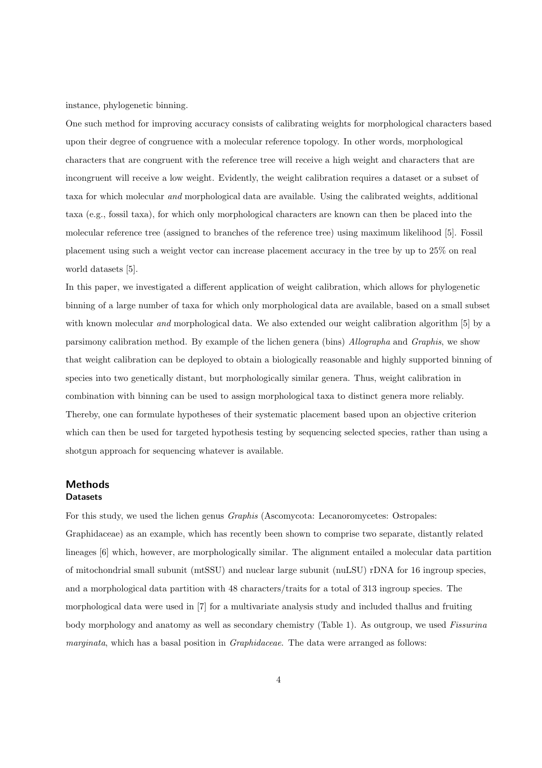instance, phylogenetic binning.

One such method for improving accuracy consists of calibrating weights for morphological characters based upon their degree of congruence with a molecular reference topology. In other words, morphological characters that are congruent with the reference tree will receive a high weight and characters that are incongruent will receive a low weight. Evidently, the weight calibration requires a dataset or a subset of taxa for which molecular *and* morphological data are available. Using the calibrated weights, additional taxa (e.g., fossil taxa), for which only morphological characters are known can then be placed into the molecular reference tree (assigned to branches of the reference tree) using maximum likelihood [5]. Fossil placement using such a weight vector can increase placement accuracy in the tree by up to 25% on real world datasets [5].

In this paper, we investigated a different application of weight calibration, which allows for phylogenetic binning of a large number of taxa for which only morphological data are available, based on a small subset with known molecular *and* morphological data. We also extended our weight calibration algorithm [5] by a parsimony calibration method. By example of the lichen genera (bins) *Allographa* and *Graphis*, we show that weight calibration can be deployed to obtain a biologically reasonable and highly supported binning of species into two genetically distant, but morphologically similar genera. Thus, weight calibration in combination with binning can be used to assign morphological taxa to distinct genera more reliably. Thereby, one can formulate hypotheses of their systematic placement based upon an objective criterion which can then be used for targeted hypothesis testing by sequencing selected species, rather than using a shotgun approach for sequencing whatever is available.

## Methods

### Datasets

For this study, we used the lichen genus *Graphis* (Ascomycota: Lecanoromycetes: Ostropales: Graphidaceae) as an example, which has recently been shown to comprise two separate, distantly related lineages [6] which, however, are morphologically similar. The alignment entailed a molecular data partition of mitochondrial small subunit (mtSSU) and nuclear large subunit (nuLSU) rDNA for 16 ingroup species, and a morphological data partition with 48 characters/traits for a total of 313 ingroup species. The morphological data were used in [7] for a multivariate analysis study and included thallus and fruiting body morphology and anatomy as well as secondary chemistry (Table 1). As outgroup, we used *Fissurina marginata*, which has a basal position in *Graphidaceae*. The data were arranged as follows: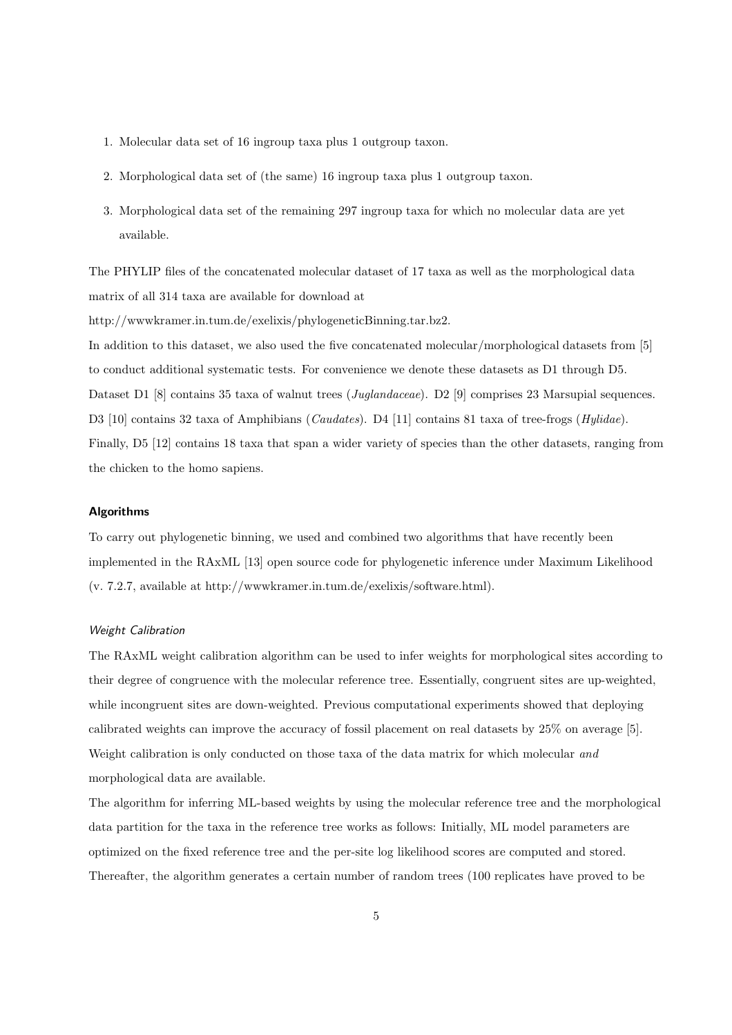1. Molecular data set of 16 ingroup taxa plus 1 outgroup taxon.
2. Morphological data set of (the same) 16 ingroup taxa plus 1 outgroup taxon.
3. Morphological data set of the remaining 297 ingroup taxa for which no molecular data are yet available.

The PHYLIP files of the concatenated molecular dataset of 17 taxa as well as the morphological data matrix of all 314 taxa are available for download at

http://wwwkramer.in.tum.de/exelixis/phylogeneticBinning.tar.bz2.

In addition to this dataset, we also used the five concatenated molecular/morphological datasets from [5] to conduct additional systematic tests. For convenience we denote these datasets as D1 through D5. Dataset D1 [8] contains 35 taxa of walnut trees (*Juglandaceae*). D2 [9] comprises 23 Marsupial sequences. D3 [10] contains 32 taxa of Amphibians (*Caudates*). D4 [11] contains 81 taxa of tree-frogs (*Hylidae*). Finally, D5 [12] contains 18 taxa that span a wider variety of species than the other datasets, ranging from the chicken to the homo sapiens.

### Algorithms

To carry out phylogenetic binning, we used and combined two algorithms that have recently been implemented in the RAxML [13] open source code for phylogenetic inference under Maximum Likelihood (v. 7.2.7, available at http://wwwkramer.in.tum.de/exelixis/software.html).

#### *Weight Calibration*

The RAxML weight calibration algorithm can be used to infer weights for morphological sites according to their degree of congruence with the molecular reference tree. Essentially, congruent sites are up-weighted, while incongruent sites are down-weighted. Previous computational experiments showed that deploying calibrated weights can improve the accuracy of fossil placement on real datasets by 25% on average [5]. Weight calibration is only conducted on those taxa of the data matrix for which molecular *and* morphological data are available.

The algorithm for inferring ML-based weights by using the molecular reference tree and the morphological data partition for the taxa in the reference tree works as follows: Initially, ML model parameters are optimized on the fixed reference tree and the per-site log likelihood scores are computed and stored. Thereafter, the algorithm generates a certain number of random trees (100 replicates have proved to be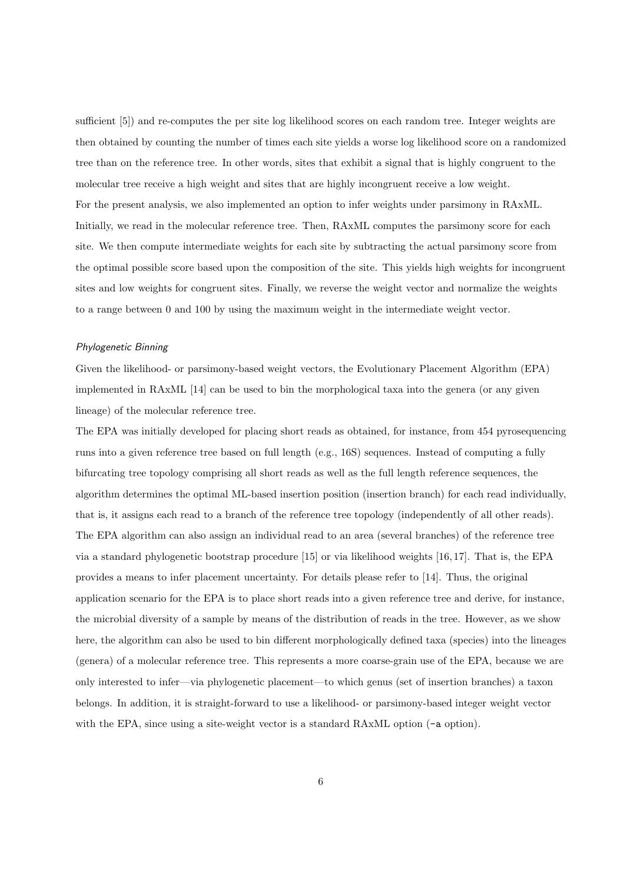sufficient [5]) and re-computes the per site log likelihood scores on each random tree. Integer weights are then obtained by counting the number of times each site yields a worse log likelihood score on a randomized tree than on the reference tree. In other words, sites that exhibit a signal that is highly congruent to the molecular tree receive a high weight and sites that are highly incongruent receive a low weight.
For the present analysis, we also implemented an option to infer weights under parsimony in RAxML. Initially, we read in the molecular reference tree. Then, RAxML computes the parsimony score for each site. We then compute intermediate weights for each site by subtracting the actual parsimony score from the optimal possible score based upon the composition of the site. This yields high weights for incongruent sites and low weights for congruent sites. Finally, we reverse the weight vector and normalize the weights to a range between 0 and 100 by using the maximum weight in the intermediate weight vector.

#### *Phylogenetic Binning*

Given the likelihood- or parsimony-based weight vectors, the Evolutionary Placement Algorithm (EPA) implemented in RAxML [14] can be used to bin the morphological taxa into the genera (or any given lineage) of the molecular reference tree.
The EPA was initially developed for placing short reads as obtained, for instance, from 454 pyrosequencing runs into a given reference tree based on full length (e.g., 16S) sequences. Instead of computing a fully bifurcating tree topology comprising all short reads as well as the full length reference sequences, the algorithm determines the optimal ML-based insertion position (insertion branch) for each read individually, that is, it assigns each read to a branch of the reference tree topology (independently of all other reads). The EPA algorithm can also assign an individual read to an area (several branches) of the reference tree via a standard phylogenetic bootstrap procedure [15] or via likelihood weights [16, 17]. That is, the EPA provides a means to infer placement uncertainty. For details please refer to [14]. Thus, the original application scenario for the EPA is to place short reads into a given reference tree and derive, for instance, the microbial diversity of a sample by means of the distribution of reads in the tree. However, as we show here, the algorithm can also be used to bin different morphologically defined taxa (species) into the lineages (genera) of a molecular reference tree. This represents a more coarse-grain use of the EPA, because we are only interested to infer—via phylogenetic placement—to which genus (set of insertion branches) a taxon belongs. In addition, it is straight-forward to use a likelihood- or parsimony-based integer weight vector with the EPA, since using a site-weight vector is a standard RAxML option (`-a` option).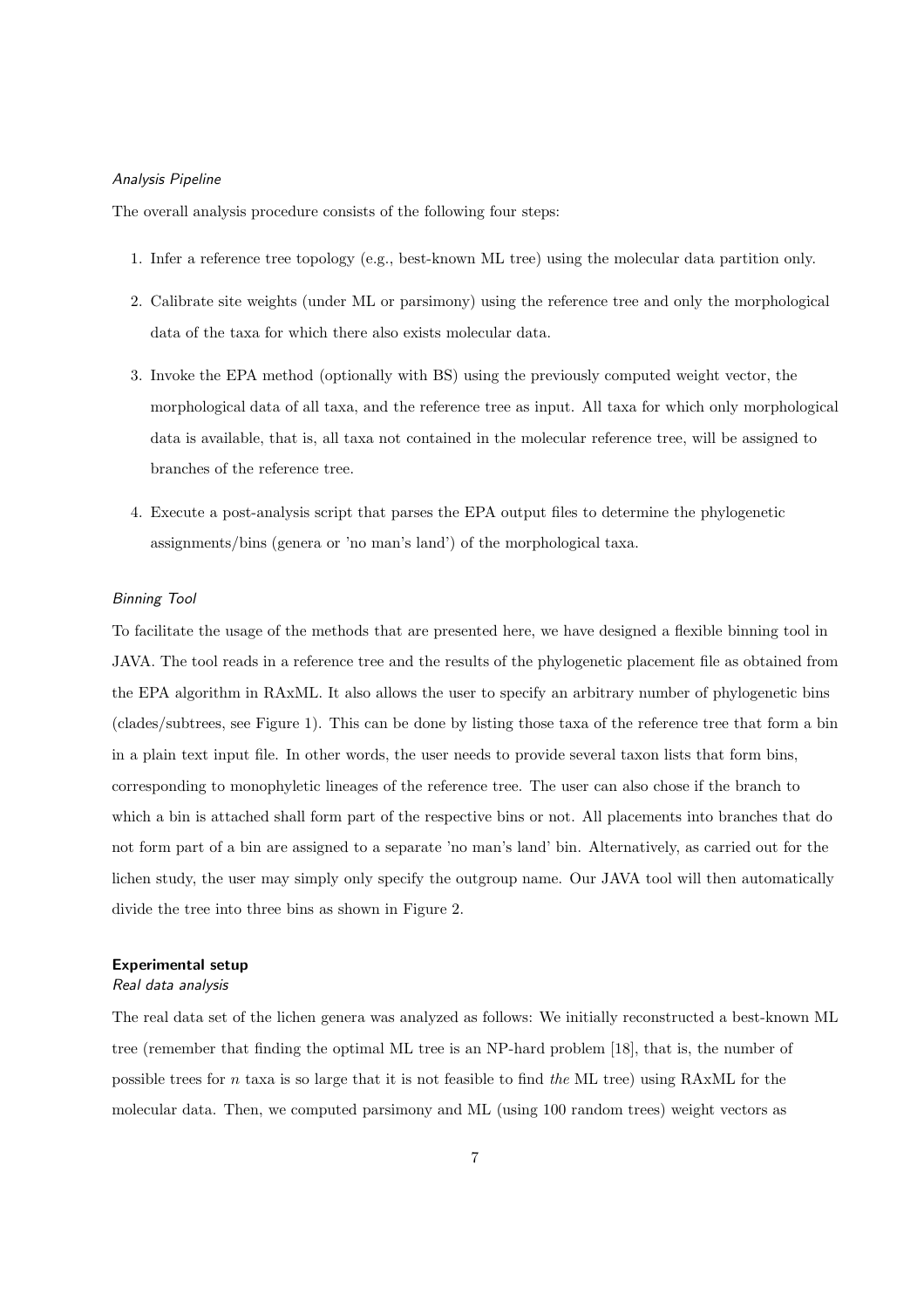*Analysis Pipeline*

The overall analysis procedure consists of the following four steps:

1. Infer a reference tree topology (e.g., best-known ML tree) using the molecular data partition only.
2. Calibrate site weights (under ML or parsimony) using the reference tree and only the morphological data of the taxa for which there also exists molecular data.
3. Invoke the EPA method (optionally with BS) using the previously computed weight vector, the morphological data of all taxa, and the reference tree as input. All taxa for which only morphological data is available, that is, all taxa not contained in the molecular reference tree, will be assigned to branches of the reference tree.
4. Execute a post-analysis script that parses the EPA output files to determine the phylogenetic assignments/bins (genera or 'no man's land') of the morphological taxa.

*Binning Tool*

To facilitate the usage of the methods that are presented here, we have designed a flexible binning tool in JAVA. The tool reads in a reference tree and the results of the phylogenetic placement file as obtained from the EPA algorithm in RAxML. It also allows the user to specify an arbitrary number of phylogenetic bins (clades/subtrees, see Figure 1). This can be done by listing those taxa of the reference tree that form a bin in a plain text input file. In other words, the user needs to provide several taxon lists that form bins, corresponding to monophyletic lineages of the reference tree. The user can also chose if the branch to which a bin is attached shall form part of the respective bins or not. All placements into branches that do not form part of a bin are assigned to a separate 'no man's land' bin. Alternatively, as carried out for the lichen study, the user may simply only specify the outgroup name. Our JAVA tool will then automatically divide the tree into three bins as shown in Figure 2.

**Experimental setup**

*Real data analysis*

The real data set of the lichen genera was analyzed as follows: We initially reconstructed a best-known ML tree (remember that finding the optimal ML tree is an NP-hard problem [18], that is, the number of possible trees for $n$ taxa is so large that it is not feasible to find *the* ML tree) using RAxML for the molecular data. Then, we computed parsimony and ML (using 100 random trees) weight vectors as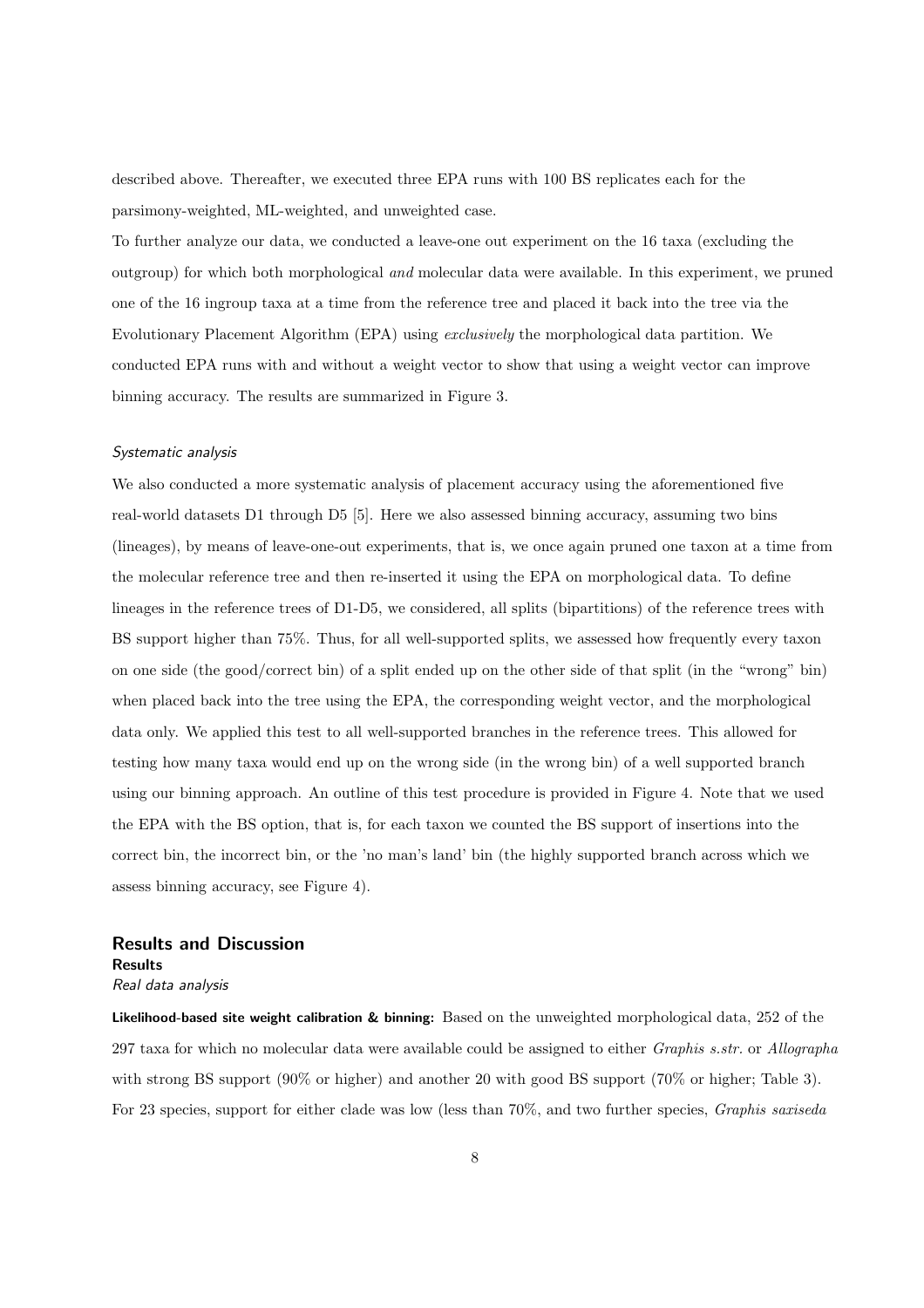described above. Thereafter, we executed three EPA runs with 100 BS replicates each for the parsimony-weighted, ML-weighted, and unweighted case.

To further analyze our data, we conducted a leave-one out experiment on the 16 taxa (excluding the outgroup) for which both morphological *and* molecular data were available. In this experiment, we pruned one of the 16 ingroup taxa at a time from the reference tree and placed it back into the tree via the Evolutionary Placement Algorithm (EPA) using *exclusively* the morphological data partition. We conducted EPA runs with and without a weight vector to show that using a weight vector can improve binning accuracy. The results are summarized in Figure 3.

#### *Systematic analysis*

We also conducted a more systematic analysis of placement accuracy using the aforementioned five real-world datasets D1 through D5 [5]. Here we also assessed binning accuracy, assuming two bins (lineages), by means of leave-one-out experiments, that is, we once again pruned one taxon at a time from the molecular reference tree and then re-inserted it using the EPA on morphological data. To define lineages in the reference trees of D1-D5, we considered, all splits (bipartitions) of the reference trees with BS support higher than 75%. Thus, for all well-supported splits, we assessed how frequently every taxon on one side (the good/correct bin) of a split ended up on the other side of that split (in the "wrong" bin) when placed back into the tree using the EPA, the corresponding weight vector, and the morphological data only. We applied this test to all well-supported branches in the reference trees. This allowed for testing how many taxa would end up on the wrong side (in the wrong bin) of a well supported branch using our binning approach. An outline of this test procedure is provided in Figure 4. Note that we used the EPA with the BS option, that is, for each taxon we counted the BS support of insertions into the correct bin, the incorrect bin, or the 'no man's land' bin (the highly supported branch across which we assess binning accuracy, see Figure 4).

## Results and Discussion

### Results

#### *Real data analysis*

**Likelihood-based site weight calibration & binning:** Based on the unweighted morphological data, 252 of the 297 taxa for which no molecular data were available could be assigned to either *Graphis s.str.* or *Allographa* with strong BS support (90% or higher) and another 20 with good BS support (70% or higher; Table 3). For 23 species, support for either clade was low (less than 70%, and two further species, *Graphis saxiseda*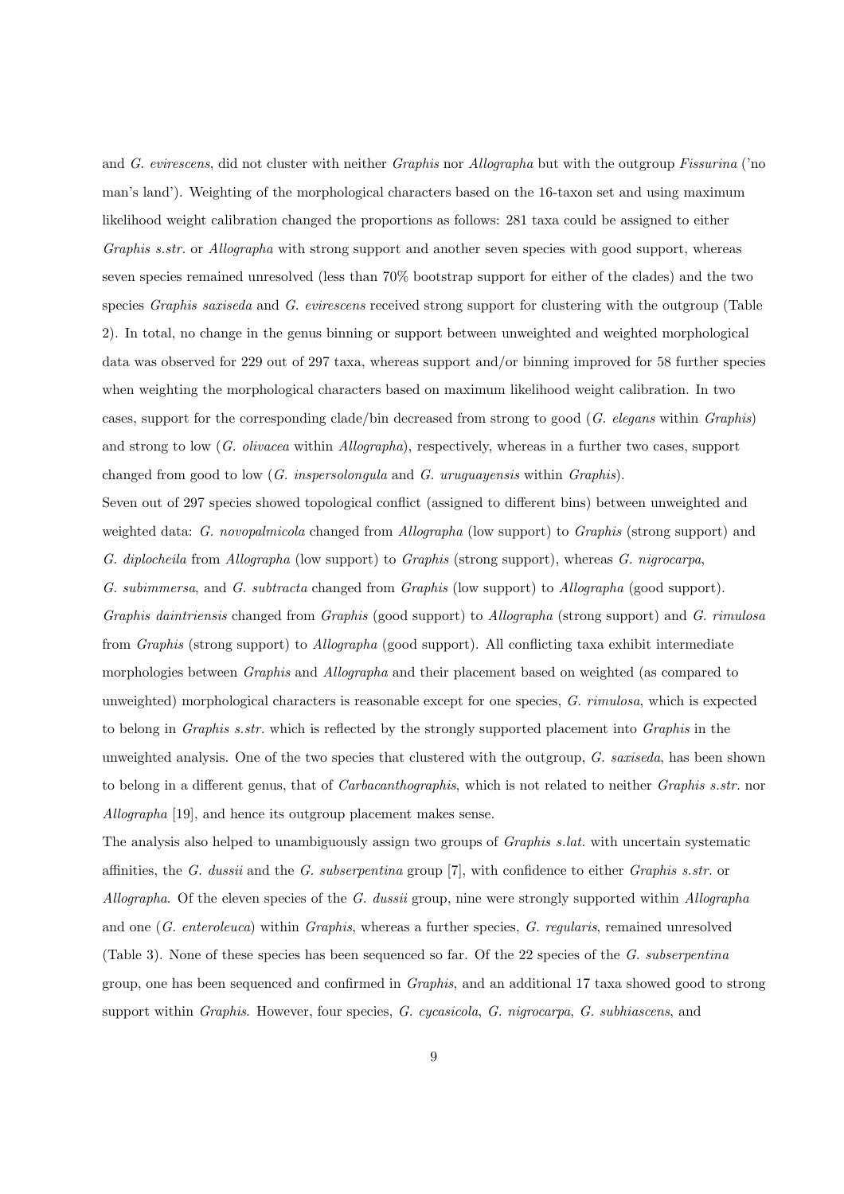and *G. evirescens*, did not cluster with neither *Graphis* nor *Allographa* but with the outgroup *Fissurina* ('no man's land'). Weighting of the morphological characters based on the 16-taxon set and using maximum likelihood weight calibration changed the proportions as follows: 281 taxa could be assigned to either *Graphis s.str.* or *Allographa* with strong support and another seven species with good support, whereas seven species remained unresolved (less than 70% bootstrap support for either of the clades) and the two species *Graphis saxiseda* and *G. evirescens* received strong support for clustering with the outgroup (Table 2). In total, no change in the genus binning or support between unweighted and weighted morphological data was observed for 229 out of 297 taxa, whereas support and/or binning improved for 58 further species when weighting the morphological characters based on maximum likelihood weight calibration. In two cases, support for the corresponding clade/bin decreased from strong to good (*G. elegans* within *Graphis*) and strong to low (*G. olivacea* within *Allographa*), respectively, whereas in a further two cases, support changed from good to low (*G. inspersolongula* and *G. uruguayensis* within *Graphis*).

Seven out of 297 species showed topological conflict (assigned to different bins) between unweighted and weighted data: *G. novopalmicola* changed from *Allographa* (low support) to *Graphis* (strong support) and *G. diplocheila* from *Allographa* (low support) to *Graphis* (strong support), whereas *G. nigrocarpa*, *G. subimmersa*, and *G. subtracta* changed from *Graphis* (low support) to *Allographa* (good support). *Graphis daintriensis* changed from *Graphis* (good support) to *Allographa* (strong support) and *G. rimulosa* from *Graphis* (strong support) to *Allographa* (good support). All conflicting taxa exhibit intermediate morphologies between *Graphis* and *Allographa* and their placement based on weighted (as compared to unweighted) morphological characters is reasonable except for one species, *G. rimulosa*, which is expected to belong in *Graphis s.str.* which is reflected by the strongly supported placement into *Graphis* in the unweighted analysis. One of the two species that clustered with the outgroup, *G. saxiseda*, has been shown to belong in a different genus, that of *Carbacanthographis*, which is not related to neither *Graphis s.str.* nor *Allographa* [19], and hence its outgroup placement makes sense.

The analysis also helped to unambiguously assign two groups of *Graphis s.lat.* with uncertain systematic affinities, the *G. dussii* and the *G. subserpentina* group [7], with confidence to either *Graphis s.str.* or *Allographa*. Of the eleven species of the *G. dussii* group, nine were strongly supported within *Allographa* and one (*G. enteroleuca*) within *Graphis*, whereas a further species, *G. regularis*, remained unresolved (Table 3). None of these species has been sequenced so far. Of the 22 species of the *G. subserpentina* group, one has been sequenced and confirmed in *Graphis*, and an additional 17 taxa showed good to strong support within *Graphis*. However, four species, *G. cycasicola*, *G. nigrocarpa*, *G. subhiascens*, and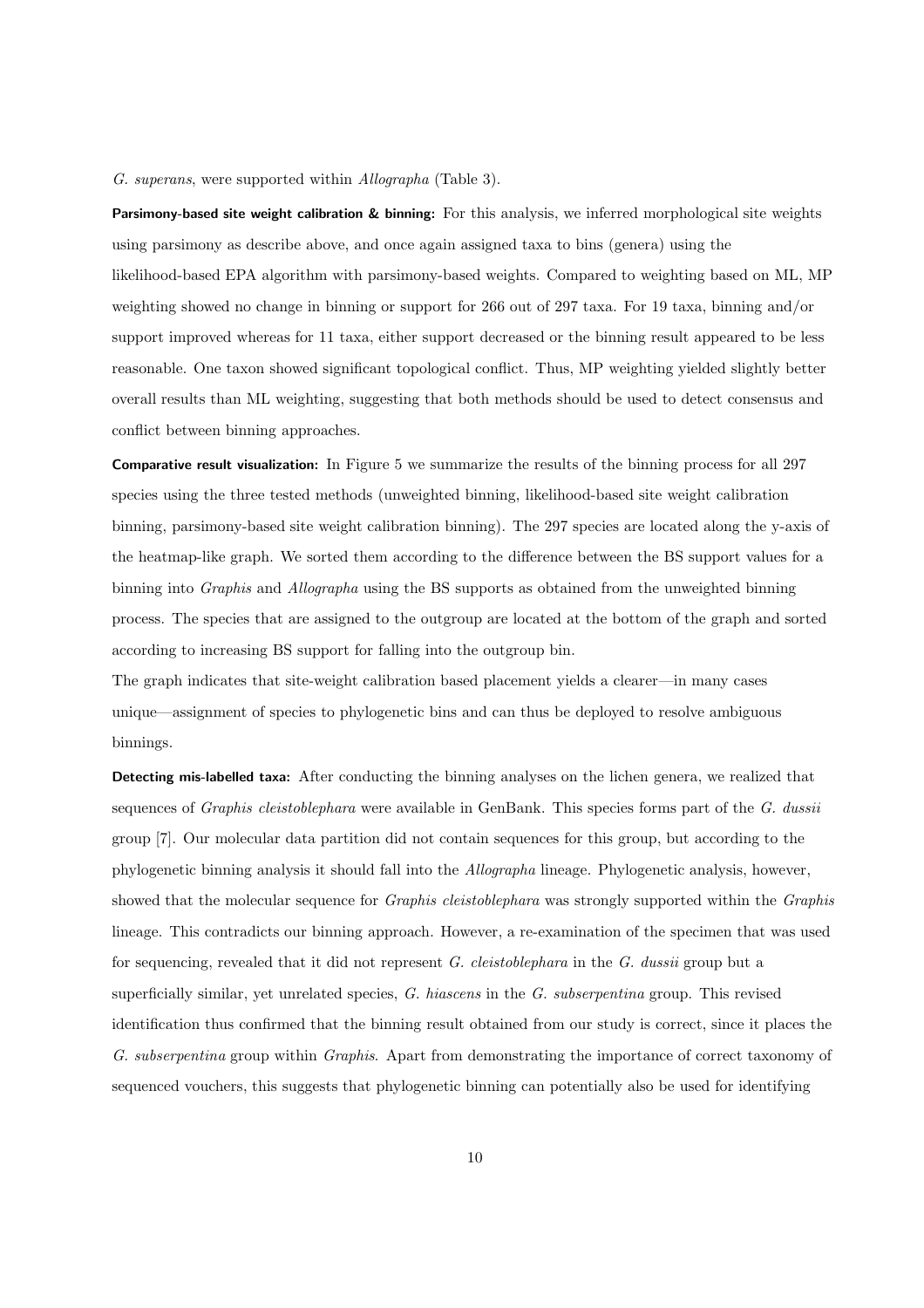*G. superans*, were supported within *Allographa* (Table 3).

**Parsimony-based site weight calibration & binning:** For this analysis, we inferred morphological site weights using parsimony as describe above, and once again assigned taxa to bins (genera) using the likelihood-based EPA algorithm with parsimony-based weights. Compared to weighting based on ML, MP weighting showed no change in binning or support for 266 out of 297 taxa. For 19 taxa, binning and/or support improved whereas for 11 taxa, either support decreased or the binning result appeared to be less reasonable. One taxon showed significant topological conflict. Thus, MP weighting yielded slightly better overall results than ML weighting, suggesting that both methods should be used to detect consensus and conflict between binning approaches.

**Comparative result visualization:** In Figure 5 we summarize the results of the binning process for all 297 species using the three tested methods (unweighted binning, likelihood-based site weight calibration binning, parsimony-based site weight calibration binning). The 297 species are located along the y-axis of the heatmap-like graph. We sorted them according to the difference between the BS support values for a binning into *Graphis* and *Allographa* using the BS supports as obtained from the unweighted binning process. The species that are assigned to the outgroup are located at the bottom of the graph and sorted according to increasing BS support for falling into the outgroup bin.

The graph indicates that site-weight calibration based placement yields a clearer—in many cases unique—assignment of species to phylogenetic bins and can thus be deployed to resolve ambiguous binnings.

**Detecting mis-labelled taxa:** After conducting the binning analyses on the lichen genera, we realized that sequences of *Graphis cleistoblephara* were available in GenBank. This species forms part of the *G. dussii* group [7]. Our molecular data partition did not contain sequences for this group, but according to the phylogenetic binning analysis it should fall into the *Allographa* lineage. Phylogenetic analysis, however, showed that the molecular sequence for *Graphis cleistoblephara* was strongly supported within the *Graphis* lineage. This contradicts our binning approach. However, a re-examination of the specimen that was used for sequencing, revealed that it did not represent *G. cleistoblephara* in the *G. dussii* group but a superficially similar, yet unrelated species, *G. hiascens* in the *G. subserpentina* group. This revised identification thus confirmed that the binning result obtained from our study is correct, since it places the *G. subserpentina* group within *Graphis*. Apart from demonstrating the importance of correct taxonomy of sequenced vouchers, this suggests that phylogenetic binning can potentially also be used for identifying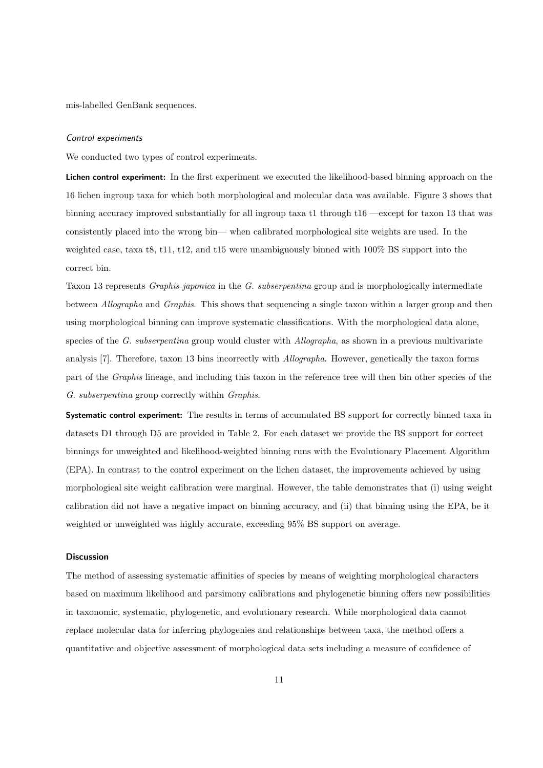mis-labelled GenBank sequences.

### *Control experiments*

We conducted two types of control experiments.

**Lichen control experiment:** In the first experiment we executed the likelihood-based binning approach on the 16 lichen ingroup taxa for which both morphological and molecular data was available. Figure 3 shows that binning accuracy improved substantially for all ingroup taxa t1 through t16 —except for taxon 13 that was consistently placed into the wrong bin— when calibrated morphological site weights are used. In the weighted case, taxa t8, t11, t12, and t15 were unambiguously binned with 100% BS support into the correct bin.

Taxon 13 represents *Graphis japonica* in the *G. subserpentina* group and is morphologically intermediate between *Allographa* and *Graphis*. This shows that sequencing a single taxon within a larger group and then using morphological binning can improve systematic classifications. With the morphological data alone, species of the *G. subserpentina* group would cluster with *Allographa*, as shown in a previous multivariate analysis [7]. Therefore, taxon 13 bins incorrectly with *Allographa*. However, genetically the taxon forms part of the *Graphis* lineage, and including this taxon in the reference tree will then bin other species of the *G. subserpentina* group correctly within *Graphis*.

**Systematic control experiment:** The results in terms of accumulated BS support for correctly binned taxa in datasets D1 through D5 are provided in Table 2. For each dataset we provide the BS support for correct binnings for unweighted and likelihood-weighted binning runs with the Evolutionary Placement Algorithm (EPA). In contrast to the control experiment on the lichen dataset, the improvements achieved by using morphological site weight calibration were marginal. However, the table demonstrates that (i) using weight calibration did not have a negative impact on binning accuracy, and (ii) that binning using the EPA, be it weighted or unweighted was highly accurate, exceeding 95% BS support on average.

## Discussion

The method of assessing systematic affinities of species by means of weighting morphological characters based on maximum likelihood and parsimony calibrations and phylogenetic binning offers new possibilities in taxonomic, systematic, phylogenetic, and evolutionary research. While morphological data cannot replace molecular data for inferring phylogenies and relationships between taxa, the method offers a quantitative and objective assessment of morphological data sets including a measure of confidence of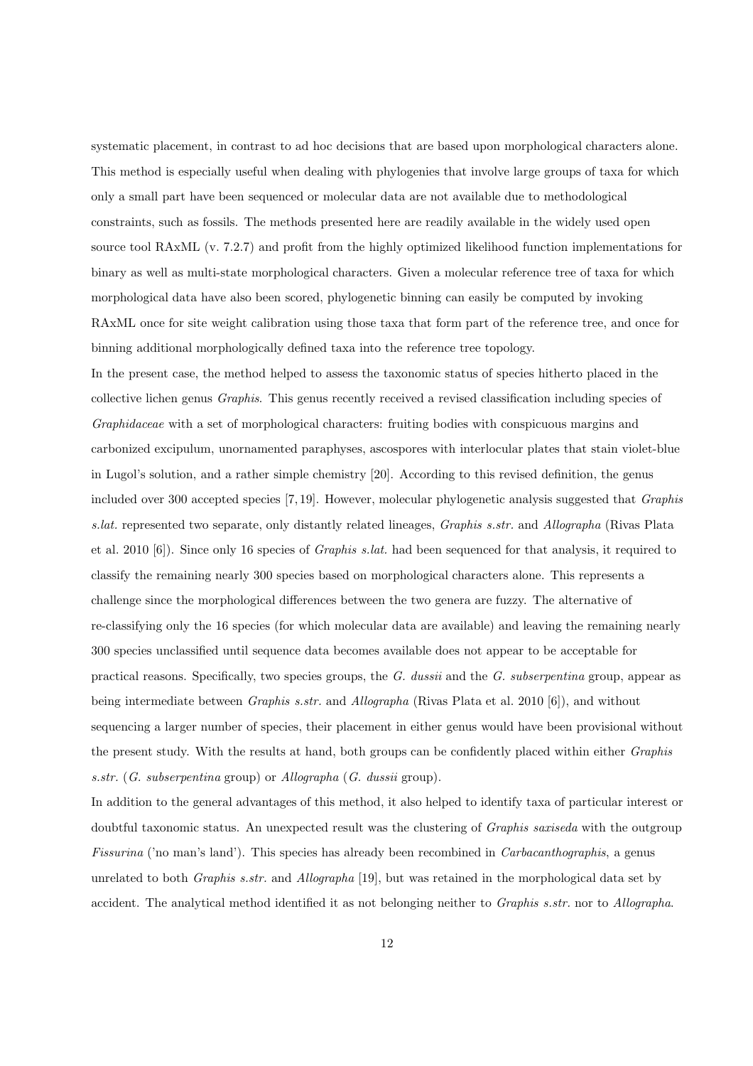systematic placement, in contrast to ad hoc decisions that are based upon morphological characters alone. This method is especially useful when dealing with phylogenies that involve large groups of taxa for which only a small part have been sequenced or molecular data are not available due to methodological constraints, such as fossils. The methods presented here are readily available in the widely used open source tool RAxML (v. 7.2.7) and profit from the highly optimized likelihood function implementations for binary as well as multi-state morphological characters. Given a molecular reference tree of taxa for which morphological data have also been scored, phylogenetic binning can easily be computed by invoking RAxML once for site weight calibration using those taxa that form part of the reference tree, and once for binning additional morphologically defined taxa into the reference tree topology.

In the present case, the method helped to assess the taxonomic status of species hitherto placed in the collective lichen genus *Graphis*. This genus recently received a revised classification including species of *Graphidaceae* with a set of morphological characters: fruiting bodies with conspicuous margins and carbonized excipulum, unornamented paraphyses, ascospores with interlocular plates that stain violet-blue in Lugol's solution, and a rather simple chemistry [20]. According to this revised definition, the genus included over 300 accepted species [7, 19]. However, molecular phylogenetic analysis suggested that *Graphis s.lat.* represented two separate, only distantly related lineages, *Graphis s.str.* and *Allographa* (Rivas Plata et al. 2010 [6]). Since only 16 species of *Graphis s.lat.* had been sequenced for that analysis, it required to classify the remaining nearly 300 species based on morphological characters alone. This represents a challenge since the morphological differences between the two genera are fuzzy. The alternative of re-classifying only the 16 species (for which molecular data are available) and leaving the remaining nearly 300 species unclassified until sequence data becomes available does not appear to be acceptable for practical reasons. Specifically, two species groups, the *G. dussii* and the *G. subserpentina* group, appear as being intermediate between *Graphis s.str.* and *Allographa* (Rivas Plata et al. 2010 [6]), and without sequencing a larger number of species, their placement in either genus would have been provisional without the present study. With the results at hand, both groups can be confidently placed within either *Graphis s.str.* (*G. subserpentina* group) or *Allographa* (*G. dussii* group).

In addition to the general advantages of this method, it also helped to identify taxa of particular interest or doubtful taxonomic status. An unexpected result was the clustering of *Graphis saxiseda* with the outgroup *Fissurina* ('no man's land'). This species has already been recombined in *Carbacanthographis*, a genus unrelated to both *Graphis s.str.* and *Allographa* [19], but was retained in the morphological data set by accident. The analytical method identified it as not belonging neither to *Graphis s.str.* nor to *Allographa*.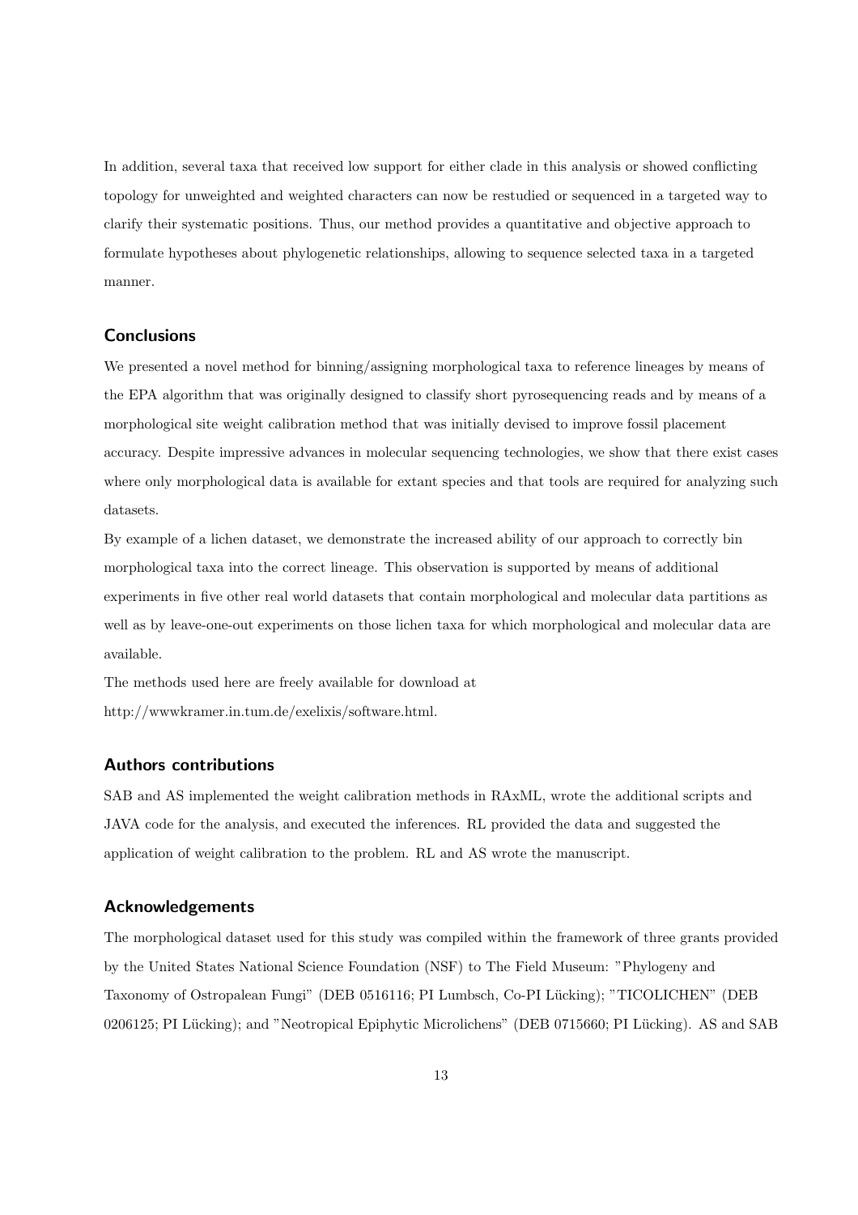In addition, several taxa that received low support for either clade in this analysis or showed conflicting topology for unweighted and weighted characters can now be restudied or sequenced in a targeted way to clarify their systematic positions. Thus, our method provides a quantitative and objective approach to formulate hypotheses about phylogenetic relationships, allowing to sequence selected taxa in a targeted manner.

## Conclusions

We presented a novel method for binning/assigning morphological taxa to reference lineages by means of the EPA algorithm that was originally designed to classify short pyrosequencing reads and by means of a morphological site weight calibration method that was initially devised to improve fossil placement accuracy. Despite impressive advances in molecular sequencing technologies, we show that there exist cases where only morphological data is available for extant species and that tools are required for analyzing such datasets.

By example of a lichen dataset, we demonstrate the increased ability of our approach to correctly bin morphological taxa into the correct lineage. This observation is supported by means of additional experiments in five other real world datasets that contain morphological and molecular data partitions as well as by leave-one-out experiments on those lichen taxa for which morphological and molecular data are available.

The methods used here are freely available for download at

http://wwwkramer.in.tum.de/exelixis/software.html.

## Authors contributions

SAB and AS implemented the weight calibration methods in RAxML, wrote the additional scripts and JAVA code for the analysis, and executed the inferences. RL provided the data and suggested the application of weight calibration to the problem. RL and AS wrote the manuscript.

## Acknowledgements

The morphological dataset used for this study was compiled within the framework of three grants provided by the United States National Science Foundation (NSF) to The Field Museum: "Phylogeny and Taxonomy of Ostropalean Fungi" (DEB 0516116; PI Lumbsch, Co-PI Lücking); "TICOLICHEN" (DEB 0206125; PI Lücking); and "Neotropical Epiphytic Microlichens" (DEB 0715660; PI Lücking). AS and SAB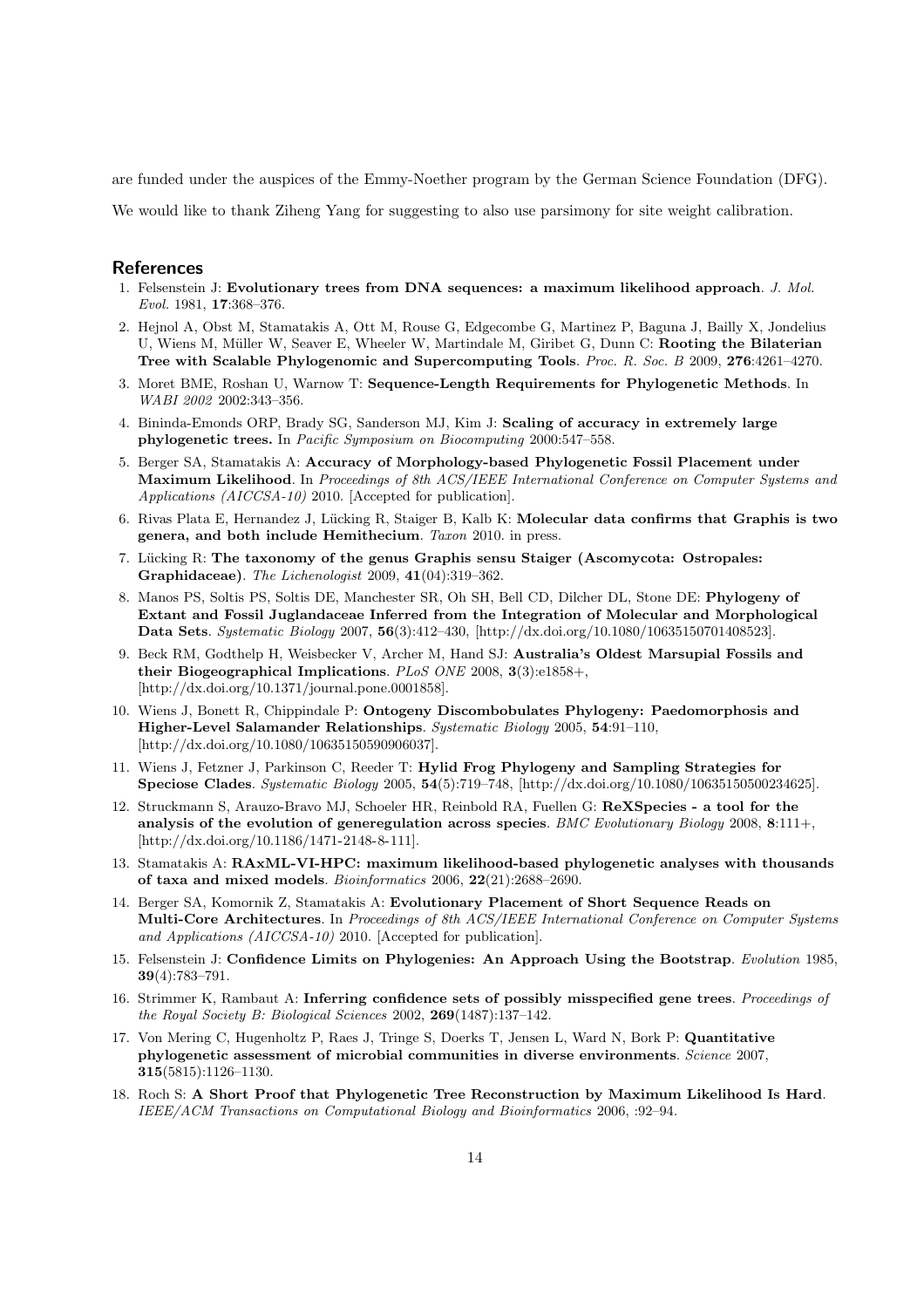are funded under the auspices of the Emmy-Noether program by the German Science Foundation (DFG).

We would like to thank Ziheng Yang for suggesting to also use parsimony for site weight calibration.

## References

1. Felsenstein J: **Evolutionary trees from DNA sequences: a maximum likelihood approach**. *J. Mol. Evol.* 1981, **17**:368–376.
2. Hejnol A, Obst M, Stamatakis A, Ott M, Rouse G, Edgecombe G, Martinez P, Baguna J, Bailly X, Jondelius U, Wiens M, Müller W, Seaver E, Wheeler W, Martindale M, Giribet G, Dunn C: **Rooting the Bilaterian Tree with Scalable Phylogenomic and Supercomputing Tools**. *Proc. R. Soc. B* 2009, **276**:4261–4270.
3. Moret BME, Roshan U, Warnow T: **Sequence-Length Requirements for Phylogenetic Methods**. In *WABI 2002* 2002:343–356.
4. Bininda-Emonds ORP, Brady SG, Sanderson MJ, Kim J: **Scaling of accuracy in extremely large phylogenetic trees.** In *Pacific Symposium on Biocomputing* 2000:547–558.
5. Berger SA, Stamatakis A: **Accuracy of Morphology-based Phylogenetic Fossil Placement under Maximum Likelihood**. In *Proceedings of 8th ACS/IEEE International Conference on Computer Systems and Applications (AICCSA-10)* 2010. [Accepted for publication].
6. Rivas Plata E, Hernandez J, Lücking R, Staiger B, Kalb K: **Molecular data confirms that Graphis is two genera, and both include Hemithecium**. *Taxon* 2010. in press.
7. Lücking R: **The taxonomy of the genus Graphis sensu Staiger (Ascomycota: Ostropales: Graphidaceae)**. *The Lichenologist* 2009, **41**(04):319–362.
8. Manos PS, Soltis PS, Soltis DE, Manchester SR, Oh SH, Bell CD, Dilcher DL, Stone DE: **Phylogeny of Extant and Fossil Juglandaceae Inferred from the Integration of Molecular and Morphological Data Sets**. *Systematic Biology* 2007, **56**(3):412–430, [http://dx.doi.org/10.1080/10635150701408523].
9. Beck RM, Godthelp H, Weisbecker V, Archer M, Hand SJ: **Australia's Oldest Marsupial Fossils and their Biogeographical Implications**. *PLoS ONE* 2008, **3**(3):e1858+, [http://dx.doi.org/10.1371/journal.pone.0001858].
10. Wiens J, Bonett R, Chippindale P: **Ontogeny Discombobulates Phylogeny: Paedomorphosis and Higher-Level Salamander Relationships**. *Systematic Biology* 2005, **54**:91–110, [http://dx.doi.org/10.1080/10635150590906037].
11. Wiens J, Fetzner J, Parkinson C, Reeder T: **Hylid Frog Phylogeny and Sampling Strategies for Speciose Clades**. *Systematic Biology* 2005, **54**(5):719–748, [http://dx.doi.org/10.1080/10635150500234625].
12. Struckmann S, Arauzo-Bravo MJ, Schoeler HR, Reinbold RA, Fuellen G: **ReXSpecies - a tool for the analysis of the evolution of generegulation across species**. *BMC Evolutionary Biology* 2008, **8**:111+, [http://dx.doi.org/10.1186/1471-2148-8-111].
13. Stamatakis A: **RAxML-VI-HPC: maximum likelihood-based phylogenetic analyses with thousands of taxa and mixed models**. *Bioinformatics* 2006, **22**(21):2688–2690.
14. Berger SA, Komornik Z, Stamatakis A: **Evolutionary Placement of Short Sequence Reads on Multi-Core Architectures**. In *Proceedings of 8th ACS/IEEE International Conference on Computer Systems and Applications (AICCSA-10)* 2010. [Accepted for publication].
15. Felsenstein J: **Confidence Limits on Phylogenies: An Approach Using the Bootstrap**. *Evolution* 1985, **39**(4):783–791.
16. Strimmer K, Rambaut A: **Inferring confidence sets of possibly misspecified gene trees**. *Proceedings of the Royal Society B: Biological Sciences* 2002, **269**(1487):137–142.
17. Von Mering C, Hugenholtz P, Raes J, Tringe S, Doerks T, Jensen L, Ward N, Bork P: **Quantitative phylogenetic assessment of microbial communities in diverse environments**. *Science* 2007, **315**(5815):1126–1130.
18. Roch S: **A Short Proof that Phylogenetic Tree Reconstruction by Maximum Likelihood Is Hard**. *IEEE/ACM Transactions on Computational Biology and Bioinformatics* 2006, :92–94.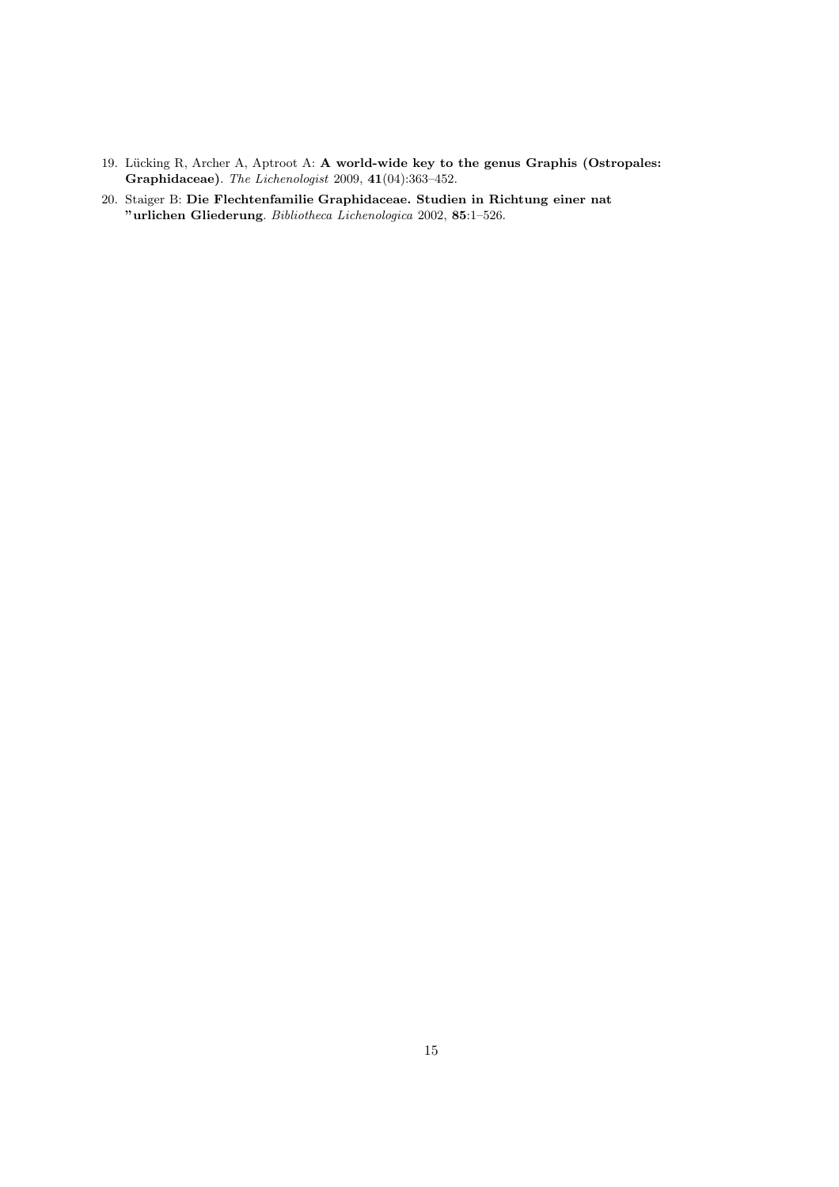19. Lücking R, Archer A, Aptroot A: **A world-wide key to the genus Graphis (Ostropales: Graphidaceae)**. *The Lichenologist* 2009, **41**(04):363–452.
20. Staiger B: **Die Flechtenfamilie Graphidaceae. Studien in Richtung einer nat "urlichen Gliederung**. *Bibliotheca Lichenologica* 2002, **85**:1–526.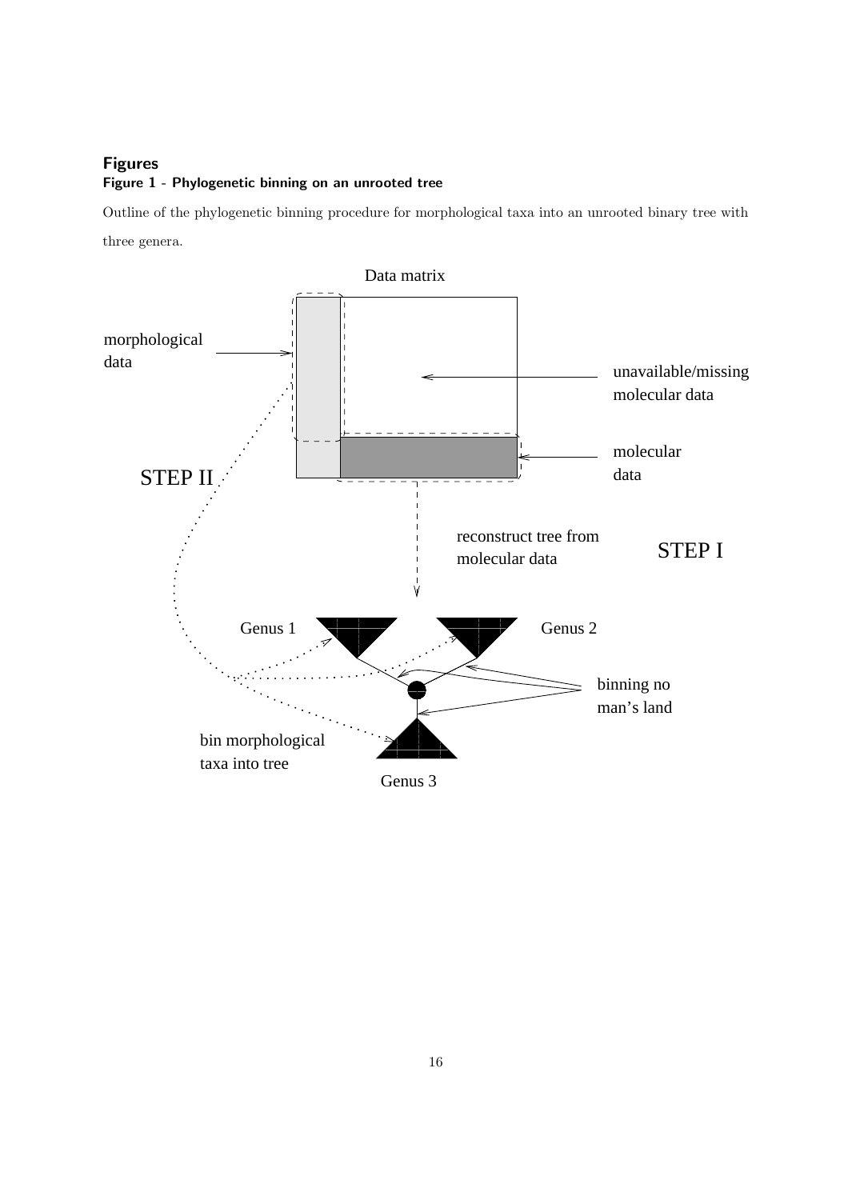## Figures

### Figure 1 - Phylogenetic binning on an unrooted tree

Outline of the phylogenetic binning procedure for morphological taxa into an unrooted binary tree with three genera.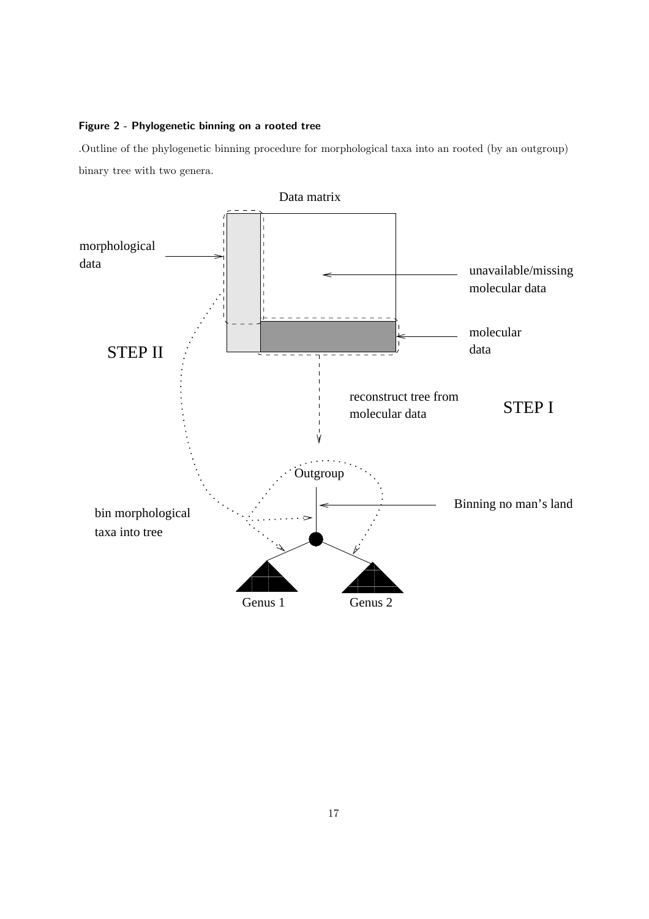**Figure 2 - Phylogenetic binning on a rooted tree**

.Outline of the phylogenetic binning procedure for morphological taxa into an rooted (by an outgroup) binary tree with two genera.

Data matrix

morphological data

unavailable/missing molecular data

molecular data

STEP II

reconstruct tree from molecular data

STEP I

Outgroup

Binning no man's land

bin morphological taxa into tree

Genus 1

Genus 2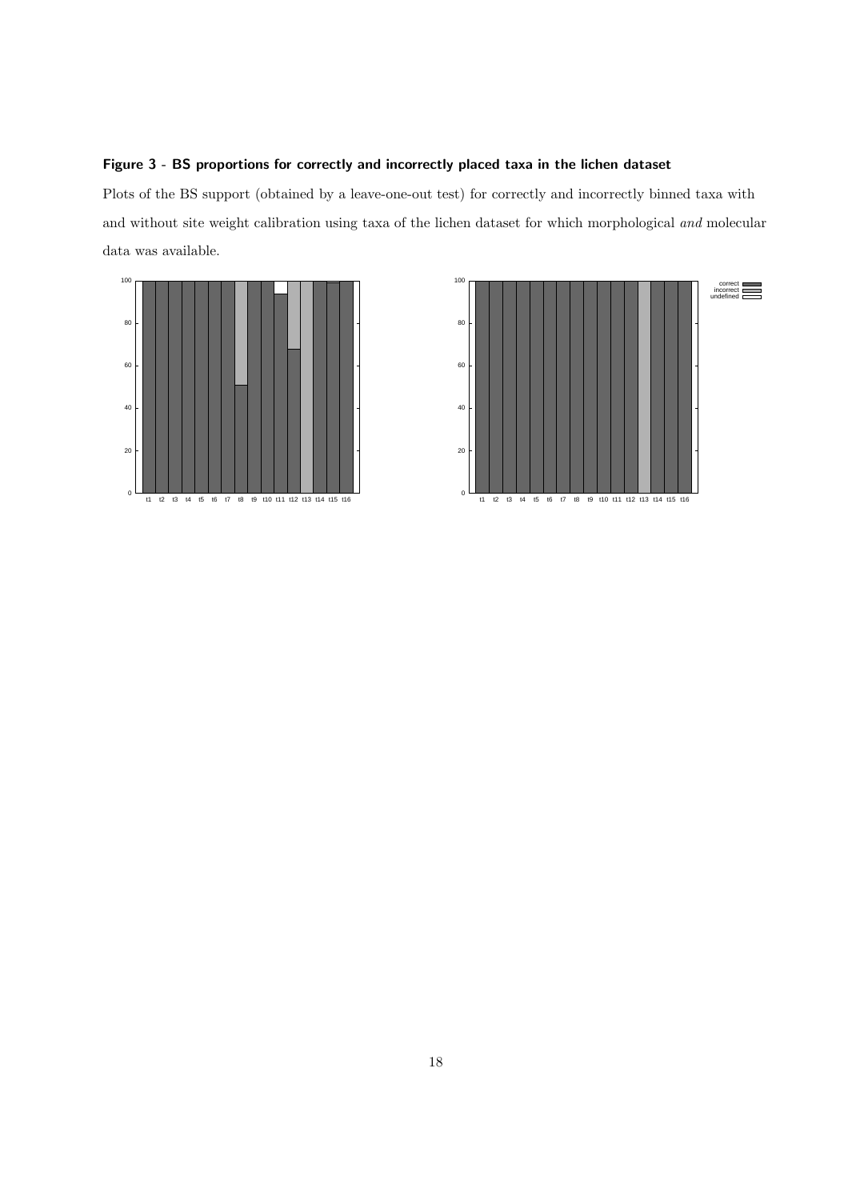**Figure 3 - BS proportions for correctly and incorrectly placed taxa in the lichen dataset**

Plots of the BS support (obtained by a leave-one-out test) for correctly and incorrectly binned taxa with and without site weight calibration using taxa of the lichen dataset for which morphological *and* molecular data was available.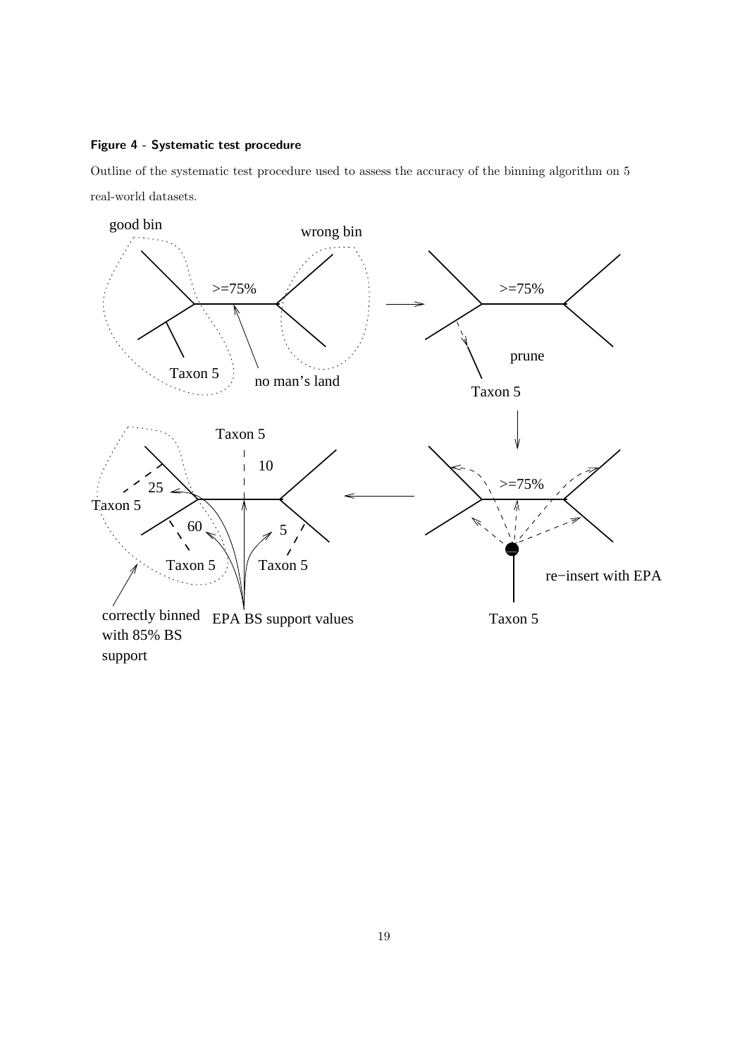**Figure 4 - Systematic test procedure**

Outline of the systematic test procedure used to assess the accuracy of the binning algorithm on 5 real-world datasets.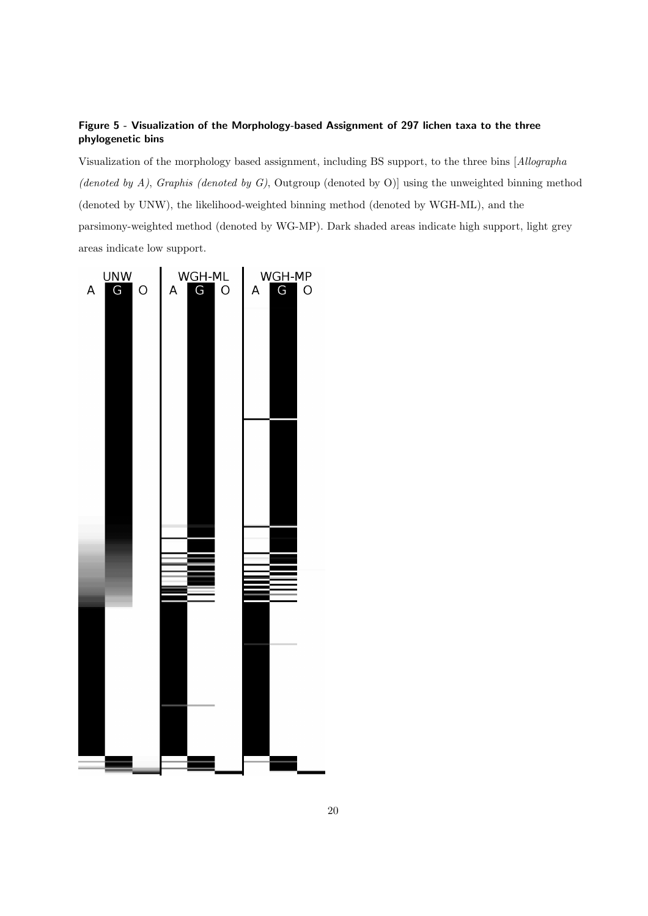**Figure 5 - Visualization of the Morphology-based Assignment of 297 lichen taxa to the three phylogenetic bins**

Visualization of the morphology based assignment, including BS support, to the three bins [*Allographa (denoted by A)*, *Graphis (denoted by G)*, Outgroup (denoted by O)] using the unweighted binning method (denoted by UNW), the likelihood-weighted binning method (denoted by WGH-ML), and the parsimony-weighted method (denoted by WG-MP). Dark shaded areas indicate high support, light grey areas indicate low support.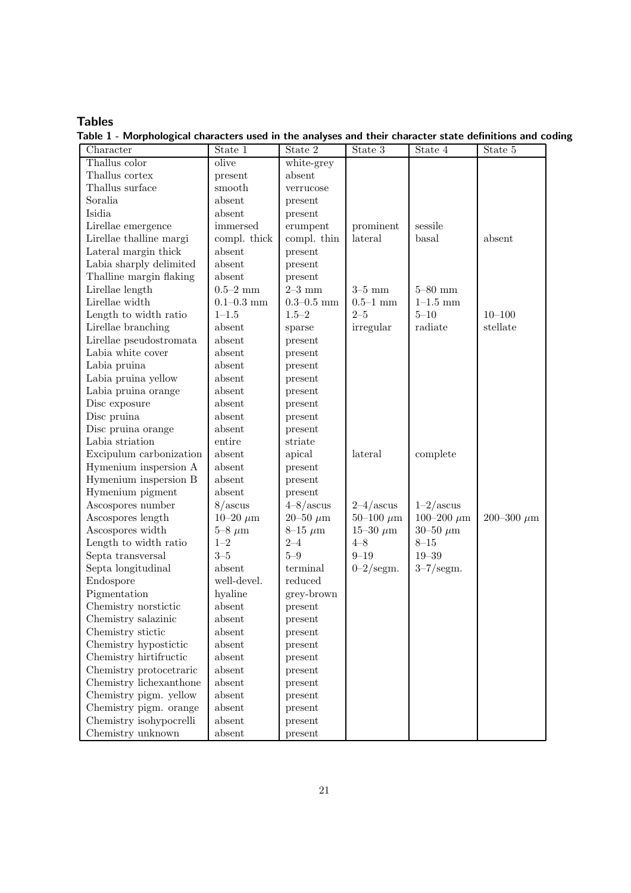## Tables

**Table 1 - Morphological characters used in the analyses and their character state definitions and coding**

| Character | State 1 | State 2 | State 3 | State 4 | State 5 |
|---|---|---|---|---|---|
| Thallus color | olive | white-grey | | | |
| Thallus cortex | present | absent | | | |
| Thallus surface | smooth | verrucose | | | |
| Soralia | absent | present | | | |
| Isidia | absent | present | | | |
| Lirellae emergence | immersed | erumpent | prominent | sessile | |
| Lirellae thalline margi | compl. thick | compl. thin | lateral | basal | absent |
| Lateral margin thick | absent | present | | | |
| Labia sharply delimited | absent | present | | | |
| Thalline margin flaking | absent | present | | | |
| Lirellae length | 0.5–2 mm | 2–3 mm | 3–5 mm | 5–80 mm | |
| Lirellae width | 0.1–0.3 mm | 0.3–0.5 mm | 0.5–1 mm | 1–1.5 mm | |
| Length to width ratio | 1–1.5 | 1.5–2 | 2–5 | 5–10 | 10–100 |
| Lirellae branching | absent | sparse | irregular | radiate | stellate |
| Lirellae pseudostromata | absent | present | | | |
| Labia white cover | absent | present | | | |
| Labia pruina | absent | present | | | |
| Labia pruina yellow | absent | present | | | |
| Labia pruina orange | absent | present | | | |
| Disc exposure | absent | present | | | |
| Disc pruina | absent | present | | | |
| Disc pruina orange | absent | present | | | |
| Labia striation | entire | striate | | | |
| Excipulum carbonization | absent | apical | lateral | complete | |
| Hymenium inspersion A | absent | present | | | |
| Hymenium inspersion B | absent | present | | | |
| Hymenium pigment | absent | present | | | |
| Ascospores number | 8/ascus | 4–8/ascus | 2–4/ascus | 1–2/ascus | |
| Ascospores length | 10–20 $\mu$m | 20–50 $\mu$m | 50–100 $\mu$m | 100–200 $\mu$m | 200–300 $\mu$m |
| Ascospores width | 5–8 $\mu$m | 8–15 $\mu$m | 15–30 $\mu$m | 30–50 $\mu$m | |
| Length to width ratio | 1–2 | 2–4 | 4–8 | 8–15 | |
| Septa transversal | 3–5 | 5–9 | 9–19 | 19–39 | |
| Septa longitudinal | absent | terminal | 0–2/segm. | 3–7/segm. | |
| Endospore | well-devel. | reduced | | | |
| Pigmentation | hyaline | grey-brown | | | |
| Chemistry norstictic | absent | present | | | |
| Chemistry salazinic | absent | present | | | |
| Chemistry stictic | absent | present | | | |
| Chemistry hypostictic | absent | present | | | |
| Chemistry hirtifructic | absent | present | | | |
| Chemistry protocetraric | absent | present | | | |
| Chemistry lichexanthone | absent | present | | | |
| Chemistry pigm. yellow | absent | present | | | |
| Chemistry pigm. orange | absent | present | | | |
| Chemistry isohypocrelli | absent | present | | | |
| Chemistry unknown | absent | present | | | |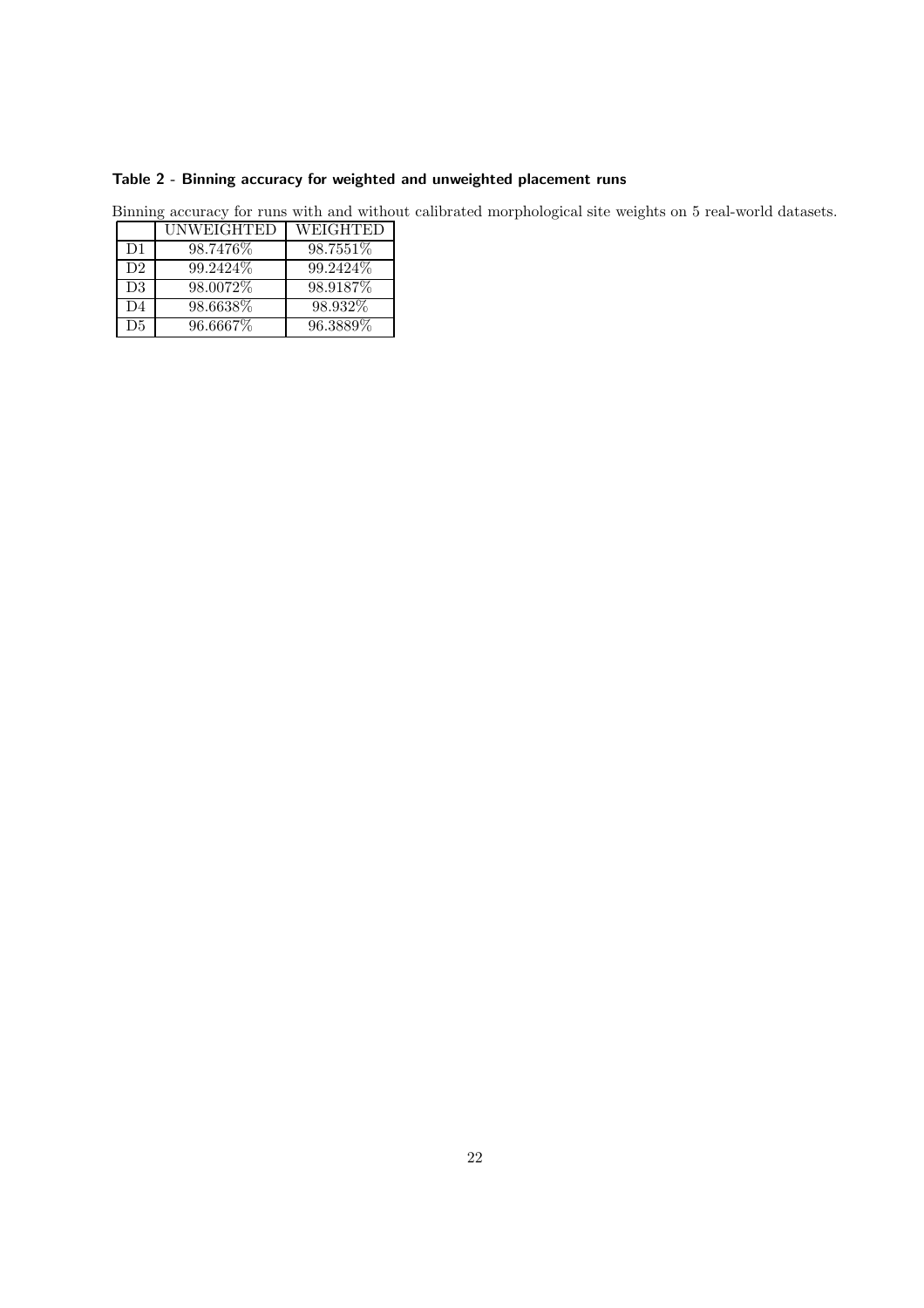**Table 2 - Binning accuracy for weighted and unweighted placement runs**

Binning accuracy for runs with and without calibrated morphological site weights on 5 real-world datasets.

| | UNWEIGHTED | WEIGHTED |
|---|---|---|
| D1 | 98.7476% | 98.7551% |
| D2 | 99.2424% | 99.2424% |
| D3 | 98.0072% | 98.9187% |
| D4 | 98.6638% | 98.932% |
| D5 | 96.6667% | 96.3889% |